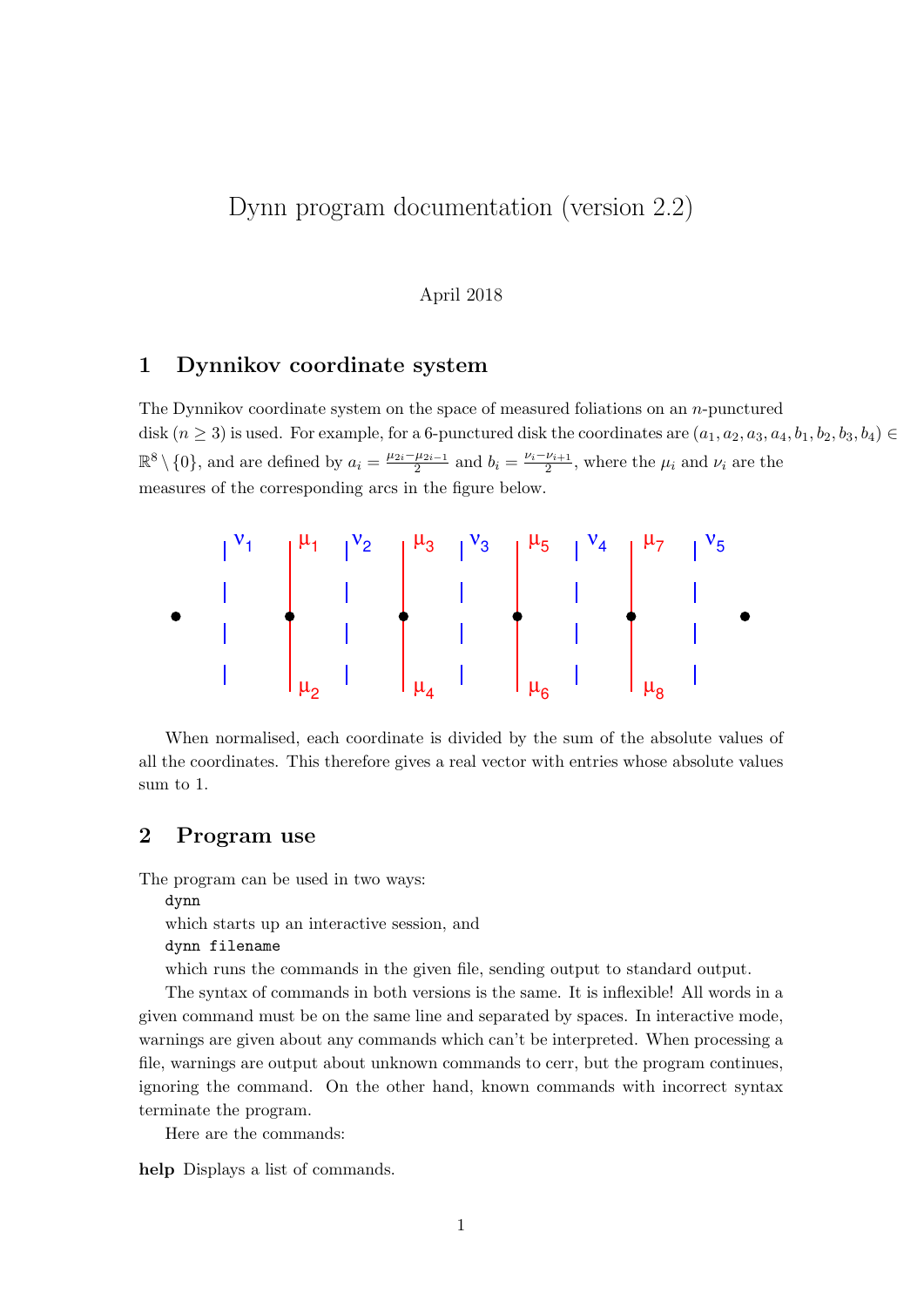# Dynn program documentation (version 2.2)

April 2018

## 1 Dynnikov coordinate system

The Dynnikov coordinate system on the space of measured foliations on an $n$-punctured disk ($n \geq 3$) is used. For example, for a 6-punctured disk the coordinates are $(a_1, a_2, a_3, a_4, b_1, b_2, b_3, b_4) \in \mathbb{R}^8 \setminus \{0\}$, and are defined by $a_i = \frac{\mu_{2i} - \mu_{2i-1}}{2}$ and $b_i = \frac{\nu_i - \nu_{i+1}}{2}$, where the $\mu_i$ and $\nu_i$ are the measures of the corresponding arcs in the figure below.

When normalised, each coordinate is divided by the sum of the absolute values of all the coordinates. This therefore gives a real vector with entries whose absolute values sum to 1.

## 2 Program use

The program can be used in two ways:

`dynn`

which starts up an interactive session, and

`dynn filename`

which runs the commands in the given file, sending output to standard output.

The syntax of commands in both versions is the same. It is inflexible! All words in a given command must be on the same line and separated by spaces. In interactive mode, warnings are given about any commands which can't be interpreted. When processing a file, warnings are output about unknown commands to cerr, but the program continues, ignoring the command. On the other hand, known commands with incorrect syntax terminate the program.

Here are the commands:

**help** Displays a list of commands.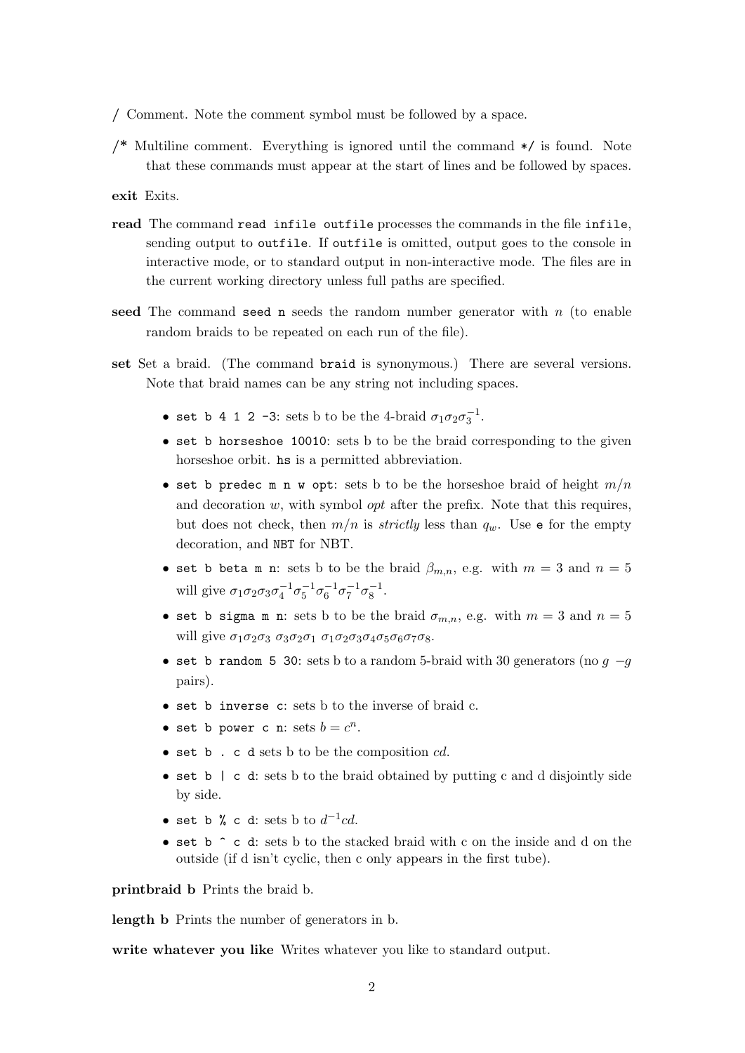**/** Comment. Note the comment symbol must be followed by a space.

**/\*** Multiline comment. Everything is ignored until the command `*/` is found. Note that these commands must appear at the start of lines and be followed by spaces.

**exit** Exits.

**read** The command `read infile outfile` processes the commands in the file `infile`, sending output to `outfile`. If `outfile` is omitted, output goes to the console in interactive mode, or to standard output in non-interactive mode. The files are in the current working directory unless full paths are specified.

**seed** The command `seed n` seeds the random number generator with $n$ (to enable random braids to be repeated on each run of the file).

**set** Set a braid. (The command `braid` is synonymous.) There are several versions. Note that braid names can be any string not including spaces.

- `set b 4 1 2 -3`: sets b to be the 4-braid $\sigma_1\sigma_2\sigma_3^{-1}$.
- `set b horseshoe 10010`: sets b to be the braid corresponding to the given horseshoe orbit. `hs` is a permitted abbreviation.
- `set b predec m n w opt`: sets b to be the horseshoe braid of height $m/n$ and decoration $w$, with symbol *opt* after the prefix. Note that this requires, but does not check, then $m/n$ is *strictly* less than $q_w$. Use `e` for the empty decoration, and `NBT` for NBT.
- `set b beta m n`: sets b to be the braid $\beta_{m,n}$, e.g. with $m=3$ and $n=5$ will give $\sigma_1\sigma_2\sigma_3\sigma_4^{-1}\sigma_5^{-1}\sigma_6^{-1}\sigma_7^{-1}\sigma_8^{-1}$.
- `set b sigma m n`: sets b to be the braid $\sigma_{m,n}$, e.g. with $m=3$ and $n=5$ will give $\sigma_1\sigma_2\sigma_3\ \sigma_3\sigma_2\sigma_1\ \sigma_1\sigma_2\sigma_3\sigma_4\sigma_5\sigma_6\sigma_7\sigma_8$.
- `set b random 5 30`: sets b to a random 5-braid with 30 generators (no $g\ -g$ pairs).
- `set b inverse c`: sets b to the inverse of braid c.
- `set b power c n`: sets $b = c^n$.
- `set b . c d` sets b to be the composition $cd$.
- `set b | c d`: sets b to the braid obtained by putting c and d disjointly side by side.
- `set b % c d`: sets b to $d^{-1}cd$.
- `set b ^ c d`: sets b to the stacked braid with c on the inside and d on the outside (if d isn't cyclic, then c only appears in the first tube).

**printbraid b** Prints the braid b.

**length b** Prints the number of generators in b.

**write whatever you like** Writes whatever you like to standard output.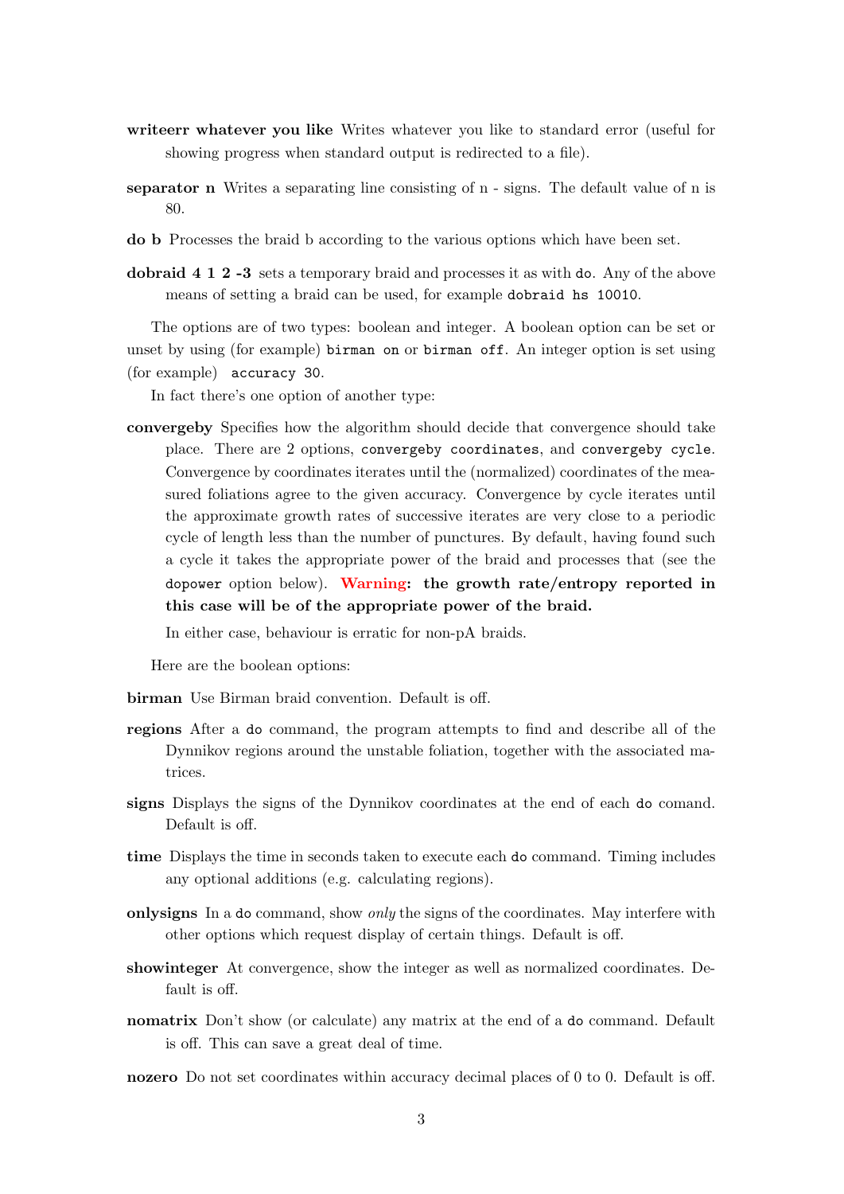**writeerr whatever you like** Writes whatever you like to standard error (useful for showing progress when standard output is redirected to a file).

**separator n** Writes a separating line consisting of n - signs. The default value of n is 80.

**do b** Processes the braid b according to the various options which have been set.

**dobraid 4 1 2 -3** sets a temporary braid and processes it as with `do`. Any of the above means of setting a braid can be used, for example `dobraid hs 10010`.

The options are of two types: boolean and integer. A boolean option can be set or unset by using (for example) `birman on` or `birman off`. An integer option is set using (for example) `accuracy 30`.

In fact there's one option of another type:

**convergeby** Specifies how the algorithm should decide that convergence should take place. There are 2 options, `convergeby coordinates`, and `convergeby cycle`. Convergence by coordinates iterates until the (normalized) coordinates of the measured foliations agree to the given accuracy. Convergence by cycle iterates until the approximate growth rates of successive iterates are very close to a periodic cycle of length less than the number of punctures. By default, having found such a cycle it takes the appropriate power of the braid and processes that (see the `dopower` option below). **Warning: the growth rate/entropy reported in this case will be of the appropriate power of the braid.**

In either case, behaviour is erratic for non-pA braids.

Here are the boolean options:

**birman** Use Birman braid convention. Default is off.

**regions** After a `do` command, the program attempts to find and describe all of the Dynnikov regions around the unstable foliation, together with the associated matrices.

**signs** Displays the signs of the Dynnikov coordinates at the end of each `do` comand. Default is off.

**time** Displays the time in seconds taken to execute each `do` command. Timing includes any optional additions (e.g. calculating regions).

**onlysigns** In a `do` command, show *only* the signs of the coordinates. May interfere with other options which request display of certain things. Default is off.

**showinteger** At convergence, show the integer as well as normalized coordinates. Default is off.

**nomatrix** Don't show (or calculate) any matrix at the end of a `do` command. Default is off. This can save a great deal of time.

**nozero** Do not set coordinates within accuracy decimal places of 0 to 0. Default is off.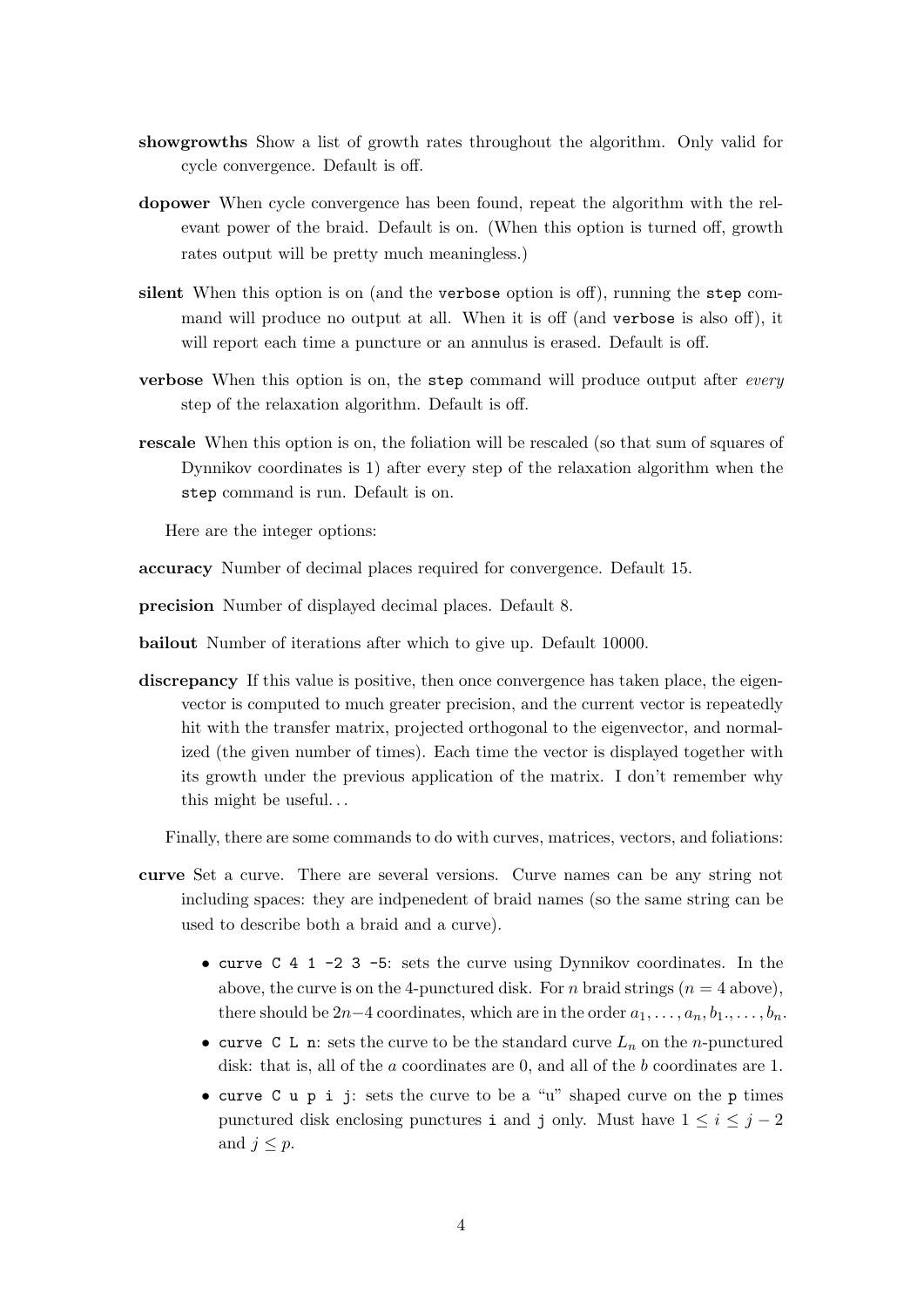**showgrowths** Show a list of growth rates throughout the algorithm. Only valid for cycle convergence. Default is off.

**dopower** When cycle convergence has been found, repeat the algorithm with the relevant power of the braid. Default is on. (When this option is turned off, growth rates output will be pretty much meaningless.)

**silent** When this option is on (and the `verbose` option is off), running the `step` command will produce no output at all. When it is off (and `verbose` is also off), it will report each time a puncture or an annulus is erased. Default is off.

**verbose** When this option is on, the `step` command will produce output after *every* step of the relaxation algorithm. Default is off.

**rescale** When this option is on, the foliation will be rescaled (so that sum of squares of Dynnikov coordinates is 1) after every step of the relaxation algorithm when the `step` command is run. Default is on.

Here are the integer options:

**accuracy** Number of decimal places required for convergence. Default 15.

**precision** Number of displayed decimal places. Default 8.

**bailout** Number of iterations after which to give up. Default 10000.

**discrepancy** If this value is positive, then once convergence has taken place, the eigenvector is computed to much greater precision, and the current vector is repeatedly hit with the transfer matrix, projected orthogonal to the eigenvector, and normalized (the given number of times). Each time the vector is displayed together with its growth under the previous application of the matrix. I don't remember why this might be useful...

Finally, there are some commands to do with curves, matrices, vectors, and foliations:

**curve** Set a curve. There are several versions. Curve names can be any string not including spaces: they are indpenedent of braid names (so the same string can be used to describe both a braid and a curve).

- `curve C 4 1 -2 3 -5`: sets the curve using Dynnikov coordinates. In the above, the curve is on the 4-punctured disk. For $n$ braid strings ($n = 4$ above), there should be $2n-4$ coordinates, which are in the order $a_1, \ldots, a_n, b_1., \ldots, b_n$.
- `curve C L n`: sets the curve to be the standard curve $L_n$ on the $n$-punctured disk: that is, all of the $a$ coordinates are 0, and all of the $b$ coordinates are 1.
- `curve C u p i j`: sets the curve to be a "u" shaped curve on the `p` times punctured disk enclosing punctures `i` and `j` only. Must have $1 \le i \le j-2$ and $j \le p$.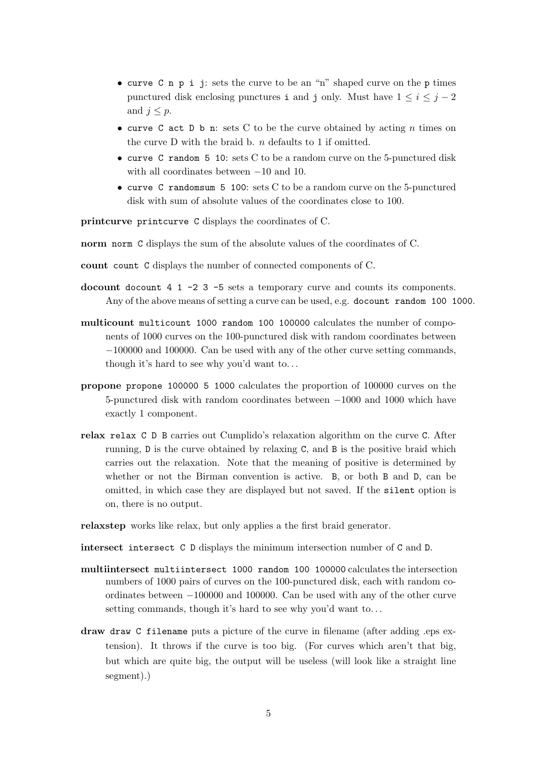- `curve C n p i j`: sets the curve to be an "n" shaped curve on the `p` times punctured disk enclosing punctures `i` and `j` only. Must have $1 \leq i \leq j-2$ and $j \leq p$.
- `curve C act D b n`: sets C to be the curve obtained by acting $n$ times on the curve D with the braid b. $n$ defaults to 1 if omitted.
- `curve C random 5 10`: sets C to be a random curve on the 5-punctured disk with all coordinates between $-10$ and 10.
- `curve C randomsum 5 100`: sets C to be a random curve on the 5-punctured disk with sum of absolute values of the coordinates close to 100.

**printcurve** `printcurve C` displays the coordinates of C.

**norm** `norm C` displays the sum of the absolute values of the coordinates of C.

**count** `count C` displays the number of connected components of C.

**docount** `docount 4 1 -2 3 -5` sets a temporary curve and counts its components. Any of the above means of setting a curve can be used, e.g. `docount random 100 1000`.

**multicount** `multicount 1000 random 100 100000` calculates the number of components of 1000 curves on the 100-punctured disk with random coordinates between $-100000$ and 100000. Can be used with any of the other curve setting commands, though it's hard to see why you'd want to...

**propone** `propone 100000 5 1000` calculates the proportion of 100000 curves on the 5-punctured disk with random coordinates between $-1000$ and 1000 which have exactly 1 component.

**relax** `relax C D B` carries out Cumplido's relaxation algorithm on the curve `C`. After running, `D` is the curve obtained by relaxing `C`, and `B` is the positive braid which carries out the relaxation. Note that the meaning of positive is determined by whether or not the Birman convention is active. `B`, or both `B` and `D`, can be omitted, in which case they are displayed but not saved. If the `silent` option is on, there is no output.

**relaxstep** works like relax, but only applies a the first braid generator.

**intersect** `intersect C D` displays the minimum intersection number of `C` and `D`.

**multiintersect** `multiintersect 1000 random 100 100000` calculates the intersection numbers of 1000 pairs of curves on the 100-punctured disk, each with random coordinates between $-100000$ and 100000. Can be used with any of the other curve setting commands, though it's hard to see why you'd want to...

**draw** `draw C filename` puts a picture of the curve in filename (after adding .eps extension). It throws if the curve is too big. (For curves which aren't that big, but which are quite big, the output will be useless (will look like a straight line segment).)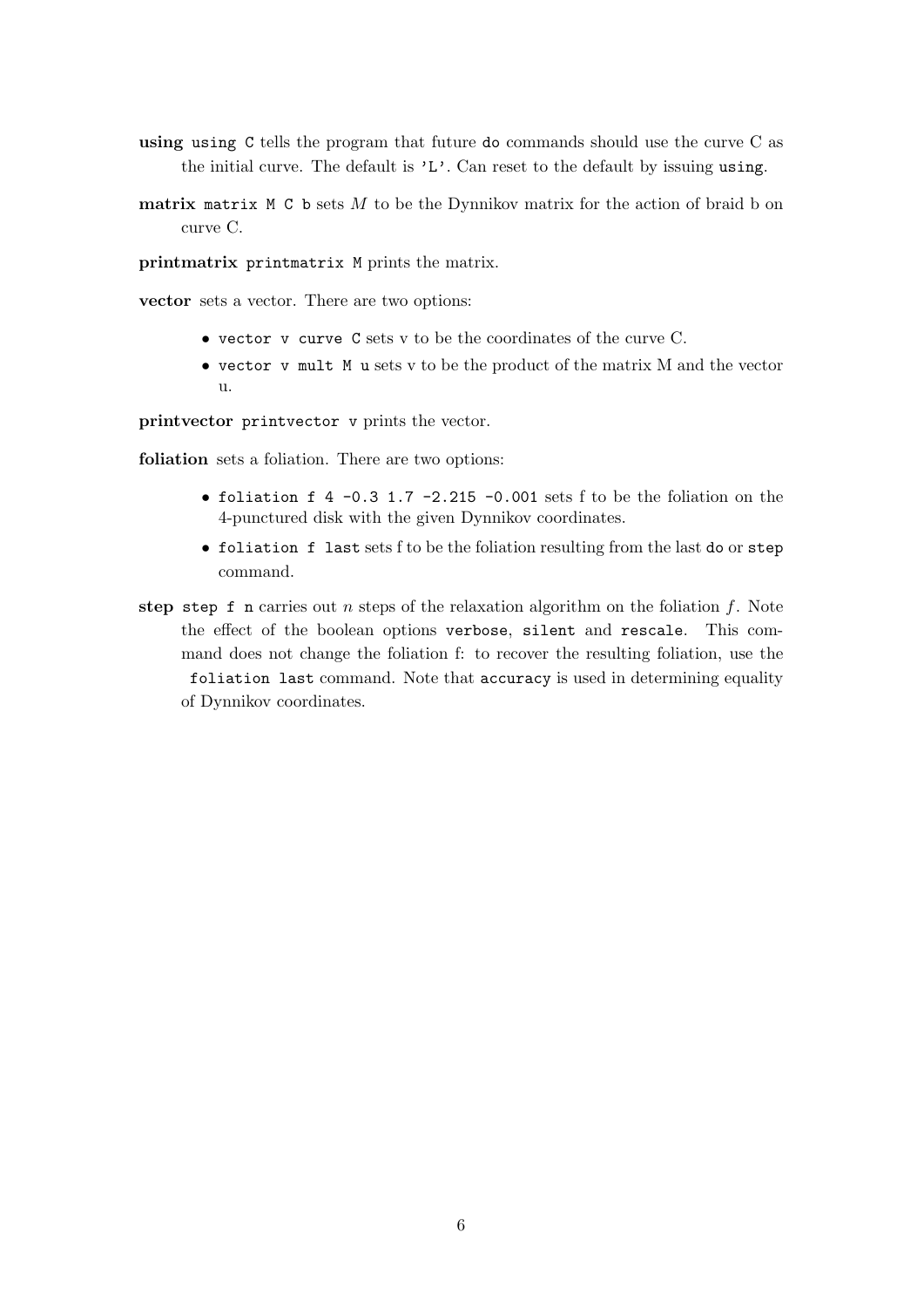**using** `using C` tells the program that future `do` commands should use the curve C as the initial curve. The default is `'L'`. Can reset to the default by issuing `using`.

**matrix** `matrix M C b` sets $M$ to be the Dynnikov matrix for the action of braid b on curve C.

**printmatrix** `printmatrix M` prints the matrix.

**vector** sets a vector. There are two options:

- `vector v curve C` sets v to be the coordinates of the curve C.
- `vector v mult M u` sets v to be the product of the matrix M and the vector u.

**printvector** `printvector v` prints the vector.

**foliation** sets a foliation. There are two options:

- `foliation f 4 -0.3 1.7 -2.215 -0.001` sets f to be the foliation on the 4-punctured disk with the given Dynnikov coordinates.
- `foliation f last` sets f to be the foliation resulting from the last `do` or `step` command.

**step** `step f n` carries out $n$ steps of the relaxation algorithm on the foliation $f$. Note the effect of the boolean options `verbose`, `silent` and `rescale`. This command does not change the foliation f: to recover the resulting foliation, use the `foliation last` command. Note that `accuracy` is used in determining equality of Dynnikov coordinates.